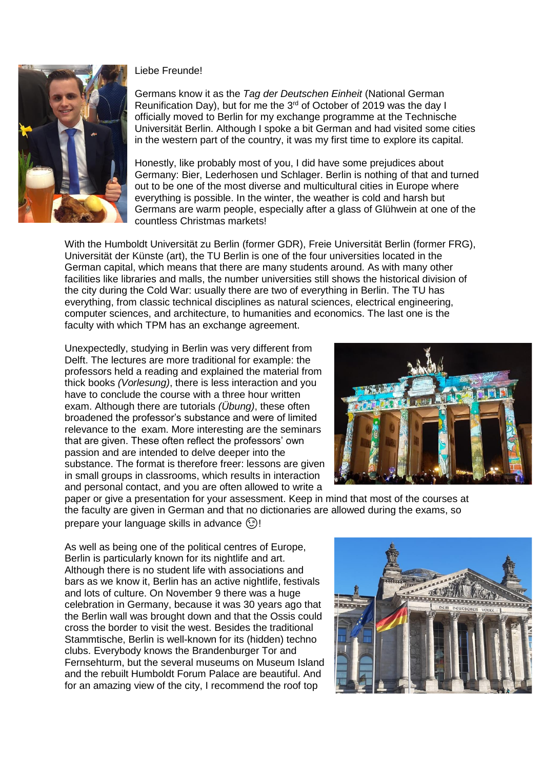Liebe Freunde!

Germans know it as the *Tag der Deutschen Einheit* (National German Reunification Day), but for me the 3rd of October of 2019 was the day I officially moved to Berlin for my exchange programme at the Technische Universität Berlin. Although I spoke a bit German and had visited some cities in the western part of the country, it was my first time to explore its capital.

Honestly, like probably most of you, I did have some prejudices about Germany: Bier, Lederhosen und Schlager. Berlin is nothing of that and turned out to be one of the most diverse and multicultural cities in Europe where everything is possible. In the winter, the weather is cold and harsh but Germans are warm people, especially after a glass of Glühwein at one of the countless Christmas markets!

With the Humboldt Universität zu Berlin (former GDR), Freie Universität Berlin (former FRG), Universität der Künste (art), the TU Berlin is one of the four universities located in the German capital, which means that there are many students around. As with many other facilities like libraries and malls, the number universities still shows the historical division of the city during the Cold War: usually there are two of everything in Berlin. The TU has everything, from classic technical disciplines as natural sciences, electrical engineering, computer sciences, and architecture, to humanities and economics. The last one is the faculty with which TPM has an exchange agreement.

Unexpectedly, studying in Berlin was very different from Delft. The lectures are more traditional for example: the professors held a reading and explained the material from thick books *(Vorlesung)*, there is less interaction and you have to conclude the course with a three hour written exam. Although there are tutorials *(Übung)*, these often broadened the professor's substance and were of limited relevance to the exam. More interesting are the seminars that are given. These often reflect the professors' own passion and are intended to delve deeper into the substance. The format is therefore freer: lessons are given in small groups in classrooms, which results in interaction and personal contact, and you are often allowed to write a paper or give a presentation for your assessment. Keep in mind that most of the courses at the faculty are given in German and that no dictionaries are allowed during the exams, so prepare your language skills in advance 😉!

As well as being one of the political centres of Europe, Berlin is particularly known for its nightlife and art. Although there is no student life with associations and bars as we know it, Berlin has an active nightlife, festivals and lots of culture. On November 9 there was a huge celebration in Germany, because it was 30 years ago that the Berlin wall was brought down and that the Ossis could cross the border to visit the west. Besides the traditional Stammtische, Berlin is well-known for its (hidden) techno clubs. Everybody knows the Brandenburger Tor and Fernsehturm, but the several museums on Museum Island and the rebuilt Humboldt Forum Palace are beautiful. And for an amazing view of the city, I recommend the roof top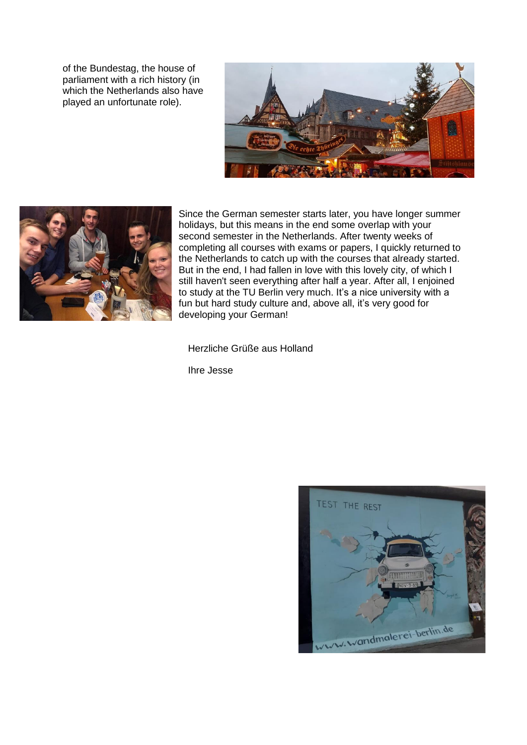of the Bundestag, the house of parliament with a rich history (in which the Netherlands also have played an unfortunate role).

Since the German semester starts later, you have longer summer holidays, but this means in the end some overlap with your second semester in the Netherlands. After twenty weeks of completing all courses with exams or papers, I quickly returned to the Netherlands to catch up with the courses that already started. But in the end, I had fallen in love with this lovely city, of which I still haven't seen everything after half a year. After all, I enjoined to study at the TU Berlin very much. It's a nice university with a fun but hard study culture and, above all, it's very good for developing your German!

Herzliche Grüße aus Holland

Ihre Jesse